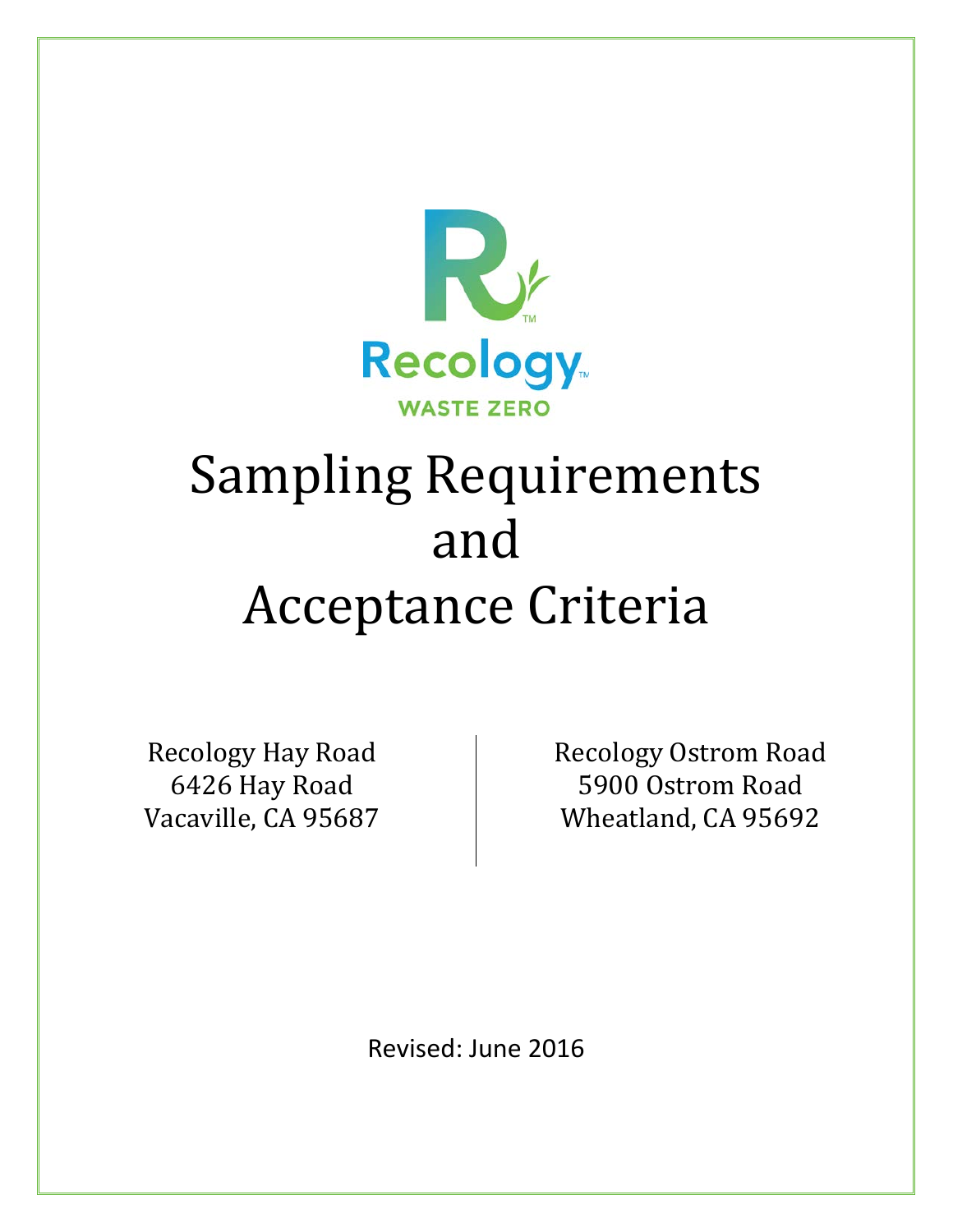Recology
WASTE ZERO

# Sampling Requirements and Acceptance Criteria

Recology Hay Road
6426 Hay Road
Vacaville, CA 95687

Recology Ostrom Road
5900 Ostrom Road
Wheatland, CA 95692

Revised: June 2016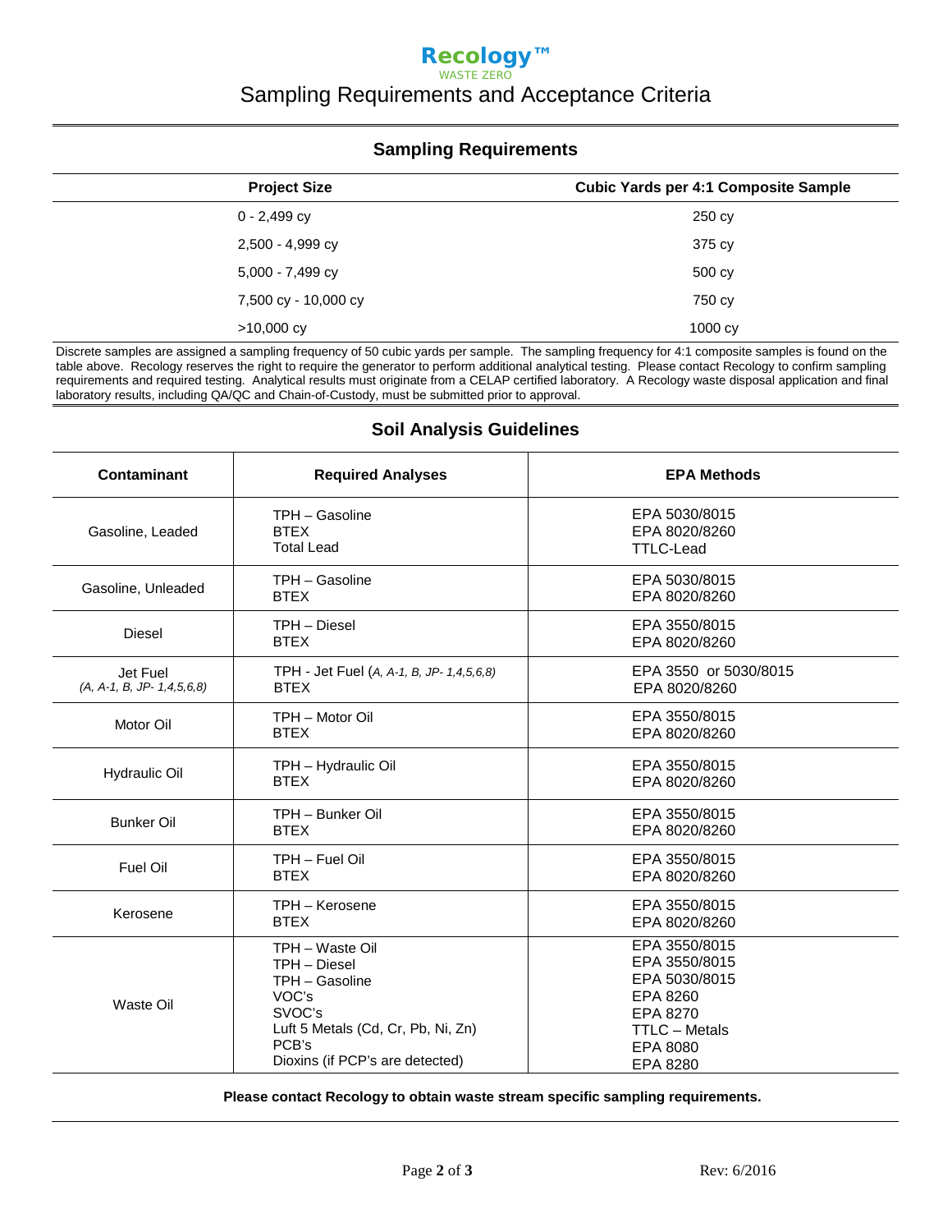Recology™
WASTE ZERO

# Sampling Requirements and Acceptance Criteria

## Sampling Requirements

| Project Size | Cubic Yards per 4:1 Composite Sample |
|---|---|
| 0 - 2,499 cy | 250 cy |
| 2,500 - 4,999 cy | 375 cy |
| 5,000 - 7,499 cy | 500 cy |
| 7,500 cy - 10,000 cy | 750 cy |
| >10,000 cy | 1000 cy |

Discrete samples are assigned a sampling frequency of 50 cubic yards per sample. The sampling frequency for 4:1 composite samples is found on the table above. Recology reserves the right to require the generator to perform additional analytical testing. Please contact Recology to confirm sampling requirements and required testing. Analytical results must originate from a CELAP certified laboratory. A Recology waste disposal application and final laboratory results, including QA/QC and Chain-of-Custody, must be submitted prior to approval.

## Soil Analysis Guidelines

| Contaminant | Required Analyses | EPA Methods |
|---|---|---|
| Gasoline, Leaded | TPH – Gasoline<br>BTEX<br>Total Lead | EPA 5030/8015<br>EPA 8020/8260<br>TTLC-Lead |
| Gasoline, Unleaded | TPH – Gasoline<br>BTEX | EPA 5030/8015<br>EPA 8020/8260 |
| Diesel | TPH – Diesel<br>BTEX | EPA 3550/8015<br>EPA 8020/8260 |
| Jet Fuel<br>*(A, A-1, B, JP- 1,4,5,6,8)* | TPH - Jet Fuel (*A, A-1, B, JP- 1,4,5,6,8)*<br>BTEX | EPA 3550 or 5030/8015<br>EPA 8020/8260 |
| Motor Oil | TPH – Motor Oil<br>BTEX | EPA 3550/8015<br>EPA 8020/8260 |
| Hydraulic Oil | TPH – Hydraulic Oil<br>BTEX | EPA 3550/8015<br>EPA 8020/8260 |
| Bunker Oil | TPH – Bunker Oil<br>BTEX | EPA 3550/8015<br>EPA 8020/8260 |
| Fuel Oil | TPH – Fuel Oil<br>BTEX | EPA 3550/8015<br>EPA 8020/8260 |
| Kerosene | TPH – Kerosene<br>BTEX | EPA 3550/8015<br>EPA 8020/8260 |
| Waste Oil | TPH – Waste Oil<br>TPH – Diesel<br>TPH – Gasoline<br>VOC's<br>SVOC's<br>Luft 5 Metals (Cd, Cr, Pb, Ni, Zn)<br>PCB's<br>Dioxins (if PCP's are detected) | EPA 3550/8015<br>EPA 3550/8015<br>EPA 5030/8015<br>EPA 8260<br>EPA 8270<br>TTLC – Metals<br>EPA 8080<br>EPA 8280 |

**Please contact Recology to obtain waste stream specific sampling requirements.**

Rev: 6/2016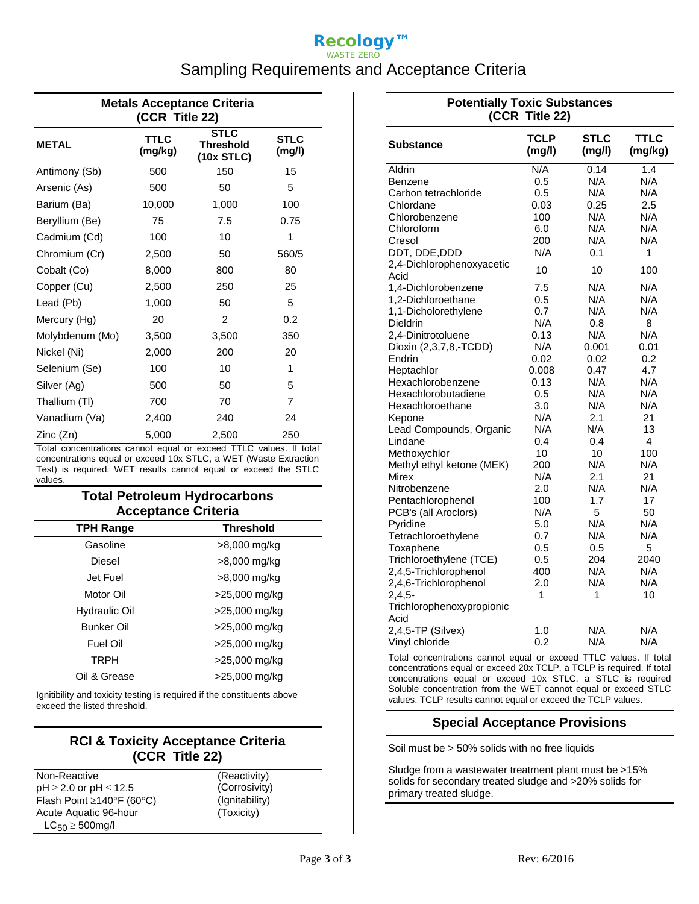Recology™
WASTE ZERO

# Sampling Requirements and Acceptance Criteria

## Metals Acceptance Criteria (CCR Title 22)

| METAL | TTLC (mg/kg) | STLC Threshold (10x STLC) | STLC (mg/l) |
|---|---|---|---|
| Antimony (Sb) | 500 | 150 | 15 |
| Arsenic (As) | 500 | 50 | 5 |
| Barium (Ba) | 10,000 | 1,000 | 100 |
| Beryllium (Be) | 75 | 7.5 | 0.75 |
| Cadmium (Cd) | 100 | 10 | 1 |
| Chromium (Cr) | 2,500 | 50 | 560/5 |
| Cobalt (Co) | 8,000 | 800 | 80 |
| Copper (Cu) | 2,500 | 250 | 25 |
| Lead (Pb) | 1,000 | 50 | 5 |
| Mercury (Hg) | 20 | 2 | 0.2 |
| Molybdenum (Mo) | 3,500 | 3,500 | 350 |
| Nickel (Ni) | 2,000 | 200 | 20 |
| Selenium (Se) | 100 | 10 | 1 |
| Silver (Ag) | 500 | 50 | 5 |
| Thallium (Tl) | 700 | 70 | 7 |
| Vanadium (Va) | 2,400 | 240 | 24 |
| Zinc (Zn) | 5,000 | 2,500 | 250 |

Total concentrations cannot equal or exceed TTLC values. If total concentrations equal or exceed 10x STLC, a WET (Waste Extraction Test) is required. WET results cannot equal or exceed the STLC values.

## Total Petroleum Hydrocarbons Acceptance Criteria

| TPH Range | Threshold |
|---|---|
| Gasoline | >8,000 mg/kg |
| Diesel | >8,000 mg/kg |
| Jet Fuel | >8,000 mg/kg |
| Motor Oil | >25,000 mg/kg |
| Hydraulic Oil | >25,000 mg/kg |
| Bunker Oil | >25,000 mg/kg |
| Fuel Oil | >25,000 mg/kg |
| TRPH | >25,000 mg/kg |
| Oil & Grease | >25,000 mg/kg |

Ignitibility and toxicity testing is required if the constituents above exceed the listed threshold.

## RCI & Toxicity Acceptance Criteria (CCR Title 22)

| | |
|---|---|
| Non-Reactive | (Reactivity) |
| pH ≥ 2.0 or pH ≤ 12.5 | (Corrosivity) |
| Flash Point ≥140°F (60°C) | (Ignitability) |
| Acute Aquatic 96-hour $LC_{50}$ ≥ 500mg/l | (Toxicity) |

## Potentially Toxic Substances (CCR Title 22)

| Substance | TCLP (mg/l) | STLC (mg/l) | TTLC (mg/kg) |
|---|---|---|---|
| Aldrin | N/A | 0.14 | 1.4 |
| Benzene | 0.5 | N/A | N/A |
| Carbon tetrachloride | 0.5 | N/A | N/A |
| Chlordane | 0.03 | 0.25 | 2.5 |
| Chlorobenzene | 100 | N/A | N/A |
| Chloroform | 6.0 | N/A | N/A |
| Cresol | 200 | N/A | N/A |
| DDT, DDE,DDD | N/A | 0.1 | 1 |
| 2,4-Dichlorophenoxyacetic Acid | 10 | 10 | 100 |
| 1,4-Dichlorobenzene | 7.5 | N/A | N/A |
| 1,2-Dichloroethane | 0.5 | N/A | N/A |
| 1,1-Dicholorethylene | 0.7 | N/A | N/A |
| Dieldrin | N/A | 0.8 | 8 |
| 2,4-Dinitrotoluene | 0.13 | N/A | N/A |
| Dioxin (2,3,7,8,-TCDD) | N/A | 0.001 | 0.01 |
| Endrin | 0.02 | 0.02 | 0.2 |
| Heptachlor | 0.008 | 0.47 | 4.7 |
| Hexachlorobenzene | 0.13 | N/A | N/A |
| Hexachlorobutadiene | 0.5 | N/A | N/A |
| Hexachloroethane | 3.0 | N/A | N/A |
| Kepone | N/A | 2.1 | 21 |
| Lead Compounds, Organic | N/A | N/A | 13 |
| Lindane | 0.4 | 0.4 | 4 |
| Methoxychlor | 10 | 10 | 100 |
| Methyl ethyl ketone (MEK) | 200 | N/A | N/A |
| Mirex | N/A | 2.1 | 21 |
| Nitrobenzene | 2.0 | N/A | N/A |
| Pentachlorophenol | 100 | 1.7 | 17 |
| PCB's (all Aroclors) | N/A | 5 | 50 |
| Pyridine | 5.0 | N/A | N/A |
| Tetrachloroethylene | 0.7 | N/A | N/A |
| Toxaphene | 0.5 | 0.5 | 5 |
| Trichloroethylene (TCE) | 0.5 | 204 | 2040 |
| 2,4,5-Trichlorophenol | 400 | N/A | N/A |
| 2,4,6-Trichlorophenol | 2.0 | N/A | N/A |
| 2,4,5-Trichlorophenoxypropionic Acid | 1 | 1 | 10 |
| 2,4,5-TP (Silvex) | 1.0 | N/A | N/A |
| Vinyl chloride | 0.2 | N/A | N/A |

Total concentrations cannot equal or exceed TTLC values. If total concentrations equal or exceed 20x TCLP, a TCLP is required. If total concentrations equal or exceed 10x STLC, a STLC is required Soluble concentration from the WET cannot equal or exceed STLC values. TCLP results cannot equal or exceed the TCLP values.

## Special Acceptance Provisions

Soil must be > 50% solids with no free liquids

Sludge from a wastewater treatment plant must be >15% solids for secondary treated sludge and >20% solids for primary treated sludge.

Rev: 6/2016